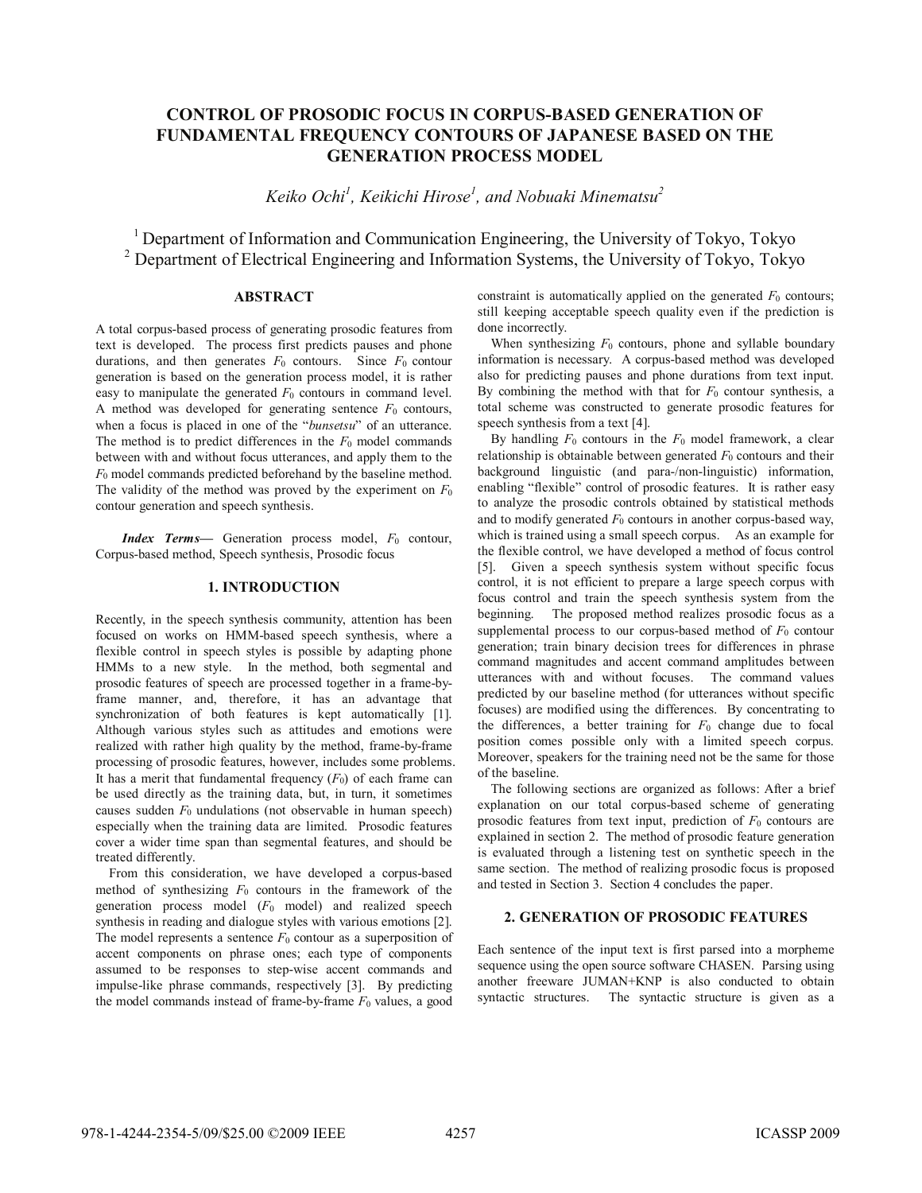# CONTROL OF PROSODIC FOCUS IN CORPUS-BASED GENERATION OF FUNDAMENTAL FREQUENCY CONTOURS OF JAPANESE BASED ON THE GENERATION PROCESS MODEL

*Keiko Ochi[1], Keikichi Hirose[1], and Nobuaki Minematsu[2]*

[1] Department of Information and Communication Engineering, the University of Tokyo, Tokyo
[2] Department of Electrical Engineering and Information Systems, the University of Tokyo, Tokyo

## ABSTRACT

A total corpus-based process of generating prosodic features from text is developed. The process first predicts pauses and phone durations, and then generates $F_0$ contours. Since $F_0$ contour generation is based on the generation process model, it is rather easy to manipulate the generated $F_0$ contours in command level. A method was developed for generating sentence $F_0$ contours, when a focus is placed in one of the "*bunsetsu*" of an utterance. The method is to predict differences in the $F_0$ model commands between with and without focus utterances, and apply them to the $F_0$ model commands predicted beforehand by the baseline method. The validity of the method was proved by the experiment on $F_0$ contour generation and speech synthesis.

***Index Terms***— Generation process model, $F_0$ contour, Corpus-based method, Speech synthesis, Prosodic focus

## 1. INTRODUCTION

Recently, in the speech synthesis community, attention has been focused on works on HMM-based speech synthesis, where a flexible control in speech styles is possible by adapting phone HMMs to a new style. In the method, both segmental and prosodic features of speech are processed together in a frame-by-frame manner, and, therefore, it has an advantage that synchronization of both features is kept automatically [1]. Although various styles such as attitudes and emotions were realized with rather high quality by the method, frame-by-frame processing of prosodic features, however, includes some problems. It has a merit that fundamental frequency ($F_0$) of each frame can be used directly as the training data, but, in turn, it sometimes causes sudden $F_0$ undulations (not observable in human speech) especially when the training data are limited. Prosodic features cover a wider time span than segmental features, and should be treated differently.

From this consideration, we have developed a corpus-based method of synthesizing $F_0$ contours in the framework of the generation process model ($F_0$ model) and realized speech synthesis in reading and dialogue styles with various emotions [2]. The model represents a sentence $F_0$ contour as a superposition of accent components on phrase ones; each type of components assumed to be responses to step-wise accent commands and impulse-like phrase commands, respectively [3]. By predicting the model commands instead of frame-by-frame $F_0$ values, a good constraint is automatically applied on the generated $F_0$ contours; still keeping acceptable speech quality even if the prediction is done incorrectly.

When synthesizing $F_0$ contours, phone and syllable boundary information is necessary. A corpus-based method was developed also for predicting pauses and phone durations from text input. By combining the method with that for $F_0$ contour synthesis, a total scheme was constructed to generate prosodic features for speech synthesis from a text [4].

By handling $F_0$ contours in the $F_0$ model framework, a clear relationship is obtainable between generated $F_0$ contours and their background linguistic (and para-/non-linguistic) information, enabling "flexible" control of prosodic features. It is rather easy to analyze the prosodic controls obtained by statistical methods and to modify generated $F_0$ contours in another corpus-based way, which is trained using a small speech corpus. As an example for the flexible control, we have developed a method of focus control [5]. Given a speech synthesis system without specific focus control, it is not efficient to prepare a large speech corpus with focus control and train the speech synthesis system from the beginning. The proposed method realizes prosodic focus as a supplemental process to our corpus-based method of $F_0$ contour generation; train binary decision trees for differences in phrase command magnitudes and accent command amplitudes between utterances with and without focuses. The command values predicted by our baseline method (for utterances without specific focuses) are modified using the differences. By concentrating to the differences, a better training for $F_0$ change due to focal position comes possible only with a limited speech corpus. Moreover, speakers for the training need not be the same for those of the baseline.

The following sections are organized as follows: After a brief explanation on our total corpus-based scheme of generating prosodic features from text input, prediction of $F_0$ contours are explained in section 2. The method of prosodic feature generation is evaluated through a listening test on synthetic speech in the same section. The method of realizing prosodic focus is proposed and tested in Section 3. Section 4 concludes the paper.

## 2. GENERATION OF PROSODIC FEATURES

Each sentence of the input text is first parsed into a morpheme sequence using the open source software CHASEN. Parsing using another freeware JUMAN+KNP is also conducted to obtain syntactic structures. The syntactic structure is given as a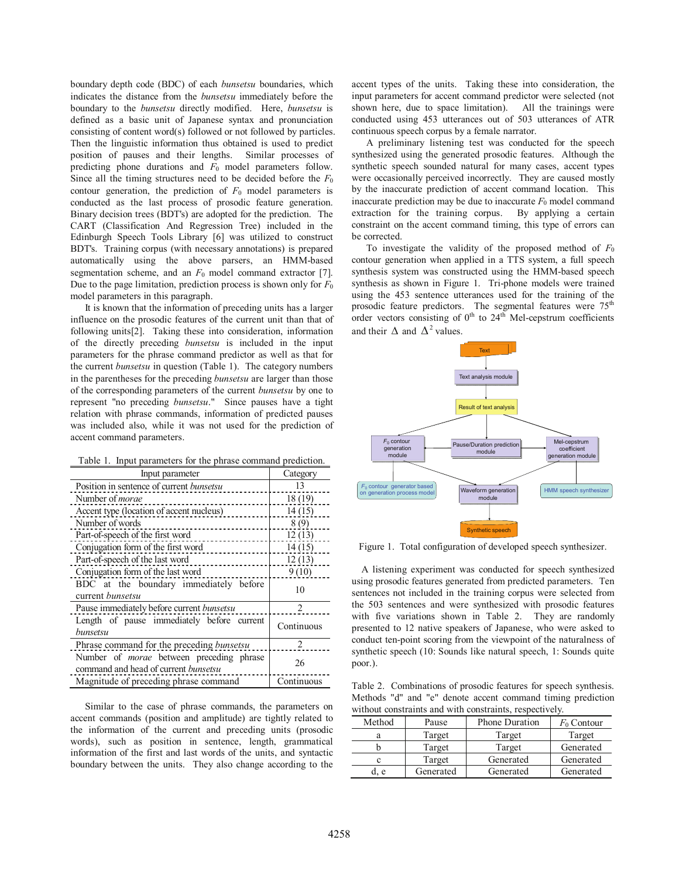boundary depth code (BDC) of each *bunsetsu* boundaries, which indicates the distance from the *bunsetsu* immediately before the boundary to the *bunsetsu* directly modified. Here, *bunsetsu* is defined as a basic unit of Japanese syntax and pronunciation consisting of content word(s) followed or not followed by particles. Then the linguistic information thus obtained is used to predict position of pauses and their lengths. Similar processes of predicting phone durations and $F_0$ model parameters follow. Since all the timing structures need to be decided before the $F_0$ contour generation, the prediction of $F_0$ model parameters is conducted as the last process of prosodic feature generation. Binary decision trees (BDT's) are adopted for the prediction. The CART (Classification And Regression Tree) included in the Edinburgh Speech Tools Library [6] was utilized to construct BDT's. Training corpus (with necessary annotations) is prepared automatically using the above parsers, an HMM-based segmentation scheme, and an $F_0$ model command extractor [7]. Due to the page limitation, prediction process is shown only for $F_0$ model parameters in this paragraph.

It is known that the information of preceding units has a larger influence on the prosodic features of the current unit than that of following units[2]. Taking these into consideration, information of the directly preceding *bunsetsu* is included in the input parameters for the phrase command predictor as well as that for the current *bunsetsu* in question (Table 1). The category numbers in the parentheses for the preceding *bunsetsu* are larger than those of the corresponding parameters of the current *bunsetsu* by one to represent "no preceding *bunsetsu*." Since pauses have a tight relation with phrase commands, information of predicted pauses was included also, while it was not used for the prediction of accent command parameters.

Table 1. Input parameters for the phrase command prediction.

| Input parameter | Category |
|---|---|
| Position in sentence of current *bunsetsu* | 13 |
| Number of *morae* | 18 (19) |
| Accent type (location of accent nucleus) | 14 (15) |
| Number of words | 8 (9) |
| Part-of-speech of the first word | 12 (13) |
| Conjugation form of the first word | 14 (15) |
| Part-of-speech of the last word | 12 (13) |
| Conjugation form of the last word | 9 (10) |
| BDC at the boundary immediately before current *bunsetsu* | 10 |
| Pause immediately before current *bunsetsu* | 2 |
| Length of pause immediately before current *bunsetsu* | Continuous |
| Phrase command for the preceding *bunsetsu* | 2 |
| Number of *morae* between preceding phrase command and head of current *bunsetsu* | 26 |
| Magnitude of preceding phrase command | Continuous |

Similar to the case of phrase commands, the parameters on accent commands (position and amplitude) are tightly related to the information of the current and preceding units (prosodic words), such as position in sentence, length, grammatical information of the first and last words of the units, and syntactic boundary between the units. They also change according to the accent types of the units. Taking these into consideration, the input parameters for accent command predictor were selected (not shown here, due to space limitation). All the trainings were conducted using 453 utterances out of 503 utterances of ATR continuous speech corpus by a female narrator.

A preliminary listening test was conducted for the speech synthesized using the generated prosodic features. Although the synthetic speech sounded natural for many cases, accent types were occasionally perceived incorrectly. They are caused mostly by the inaccurate prediction of accent command location. This inaccurate prediction may be due to inaccurate $F_0$ model command extraction for the training corpus. By applying a certain constraint on the accent command timing, this type of errors can be corrected.

To investigate the validity of the proposed method of $F_0$ contour generation when applied in a TTS system, a full speech synthesis system was constructed using the HMM-based speech synthesis as shown in Figure 1. Tri-phone models were trained using the 453 sentence utterances used for the training of the prosodic feature predictors. The segmental features were 75[th] order vectors consisting of 0[th] to 24[th] Mel-cepstrum coefficients and their $\Delta$ and $\Delta^2$ values.

Text → Text analysis module → Result of text analysis → $F_0$ contour generation module / Pause/Duration prediction module / Mel-cepstrum coefficient generation module; $F_0$ contour generator based on generation process model; HMM speech synthesizer; Waveform generation module → Synthetic speech

Figure 1. Total configuration of developed speech synthesizer.

A listening experiment was conducted for speech synthesized using prosodic features generated from predicted parameters. Ten sentences not included in the training corpus were selected from the 503 sentences and were synthesized with prosodic features with five variations shown in Table 2. They are randomly presented to 12 native speakers of Japanese, who were asked to conduct ten-point scoring from the viewpoint of the naturalness of synthetic speech (10: Sounds like natural speech, 1: Sounds quite poor.).

Table 2. Combinations of prosodic features for speech synthesis. Methods "d" and "e" denote accent command timing prediction without constraints and with constraints, respectively.

| Method | Pause | Phone Duration | $F_0$ Contour |
|---|---|---|---|
| a | Target | Target | Target |
| b | Target | Target | Generated |
| c | Target | Generated | Generated |
| d, e | Generated | Generated | Generated |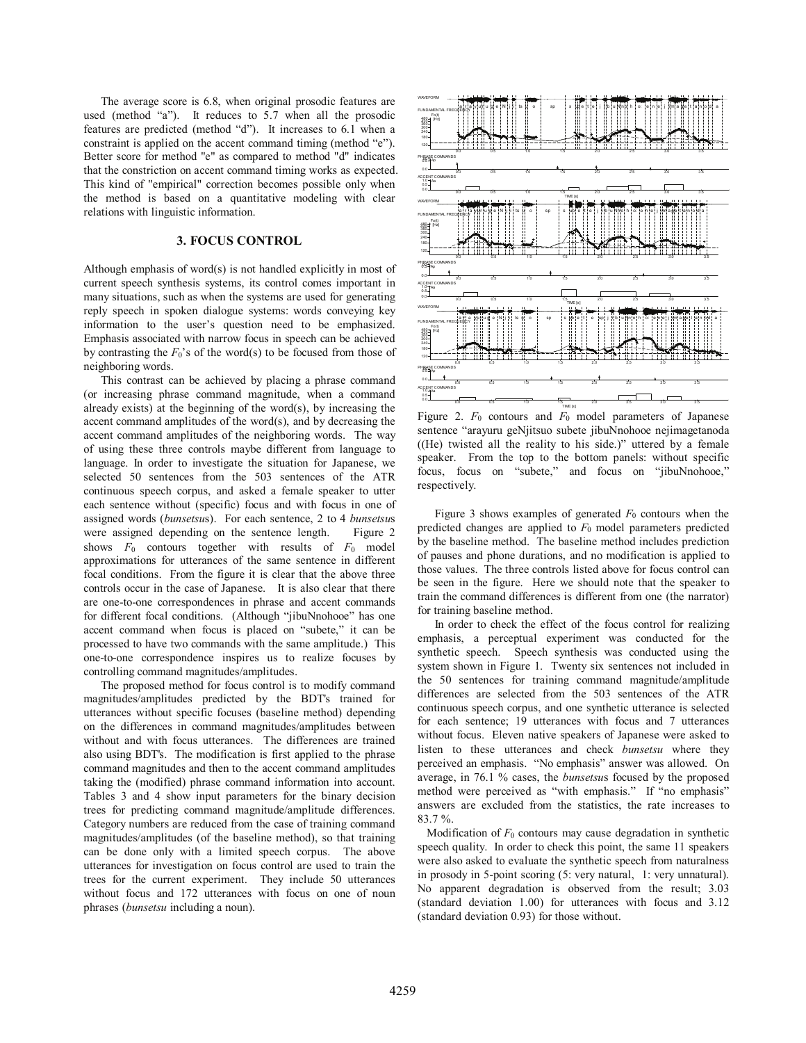The average score is 6.8, when original prosodic features are used (method "a"). It reduces to 5.7 when all the prosodic features are predicted (method "d"). It increases to 6.1 when a constraint is applied on the accent command timing (method "e"). Better score for method "e" as compared to method "d" indicates that the constriction on accent command timing works as expected. This kind of "empirical" correction becomes possible only when the method is based on a quantitative modeling with clear relations with linguistic information.

## 3. FOCUS CONTROL

Although emphasis of word(s) is not handled explicitly in most of current speech synthesis systems, its control comes important in many situations, such as when the systems are used for generating reply speech in spoken dialogue systems: words conveying key information to the user's question need to be emphasized. Emphasis associated with narrow focus in speech can be achieved by contrasting the $F_0$'s of the word(s) to be focused from those of neighboring words.

This contrast can be achieved by placing a phrase command (or increasing phrase command magnitude, when a command already exists) at the beginning of the word(s), by increasing the accent command amplitudes of the word(s), and by decreasing the accent command amplitudes of the neighboring words. The way of using these three controls maybe different from language to language. In order to investigate the situation for Japanese, we selected 50 sentences from the 503 sentences of the ATR continuous speech corpus, and asked a female speaker to utter each sentence without (specific) focus and with focus in one of assigned words (*bunsetsu*s). For each sentence, 2 to 4 *bunsetsu*s were assigned depending on the sentence length. Figure 2 shows $F_0$ contours together with results of $F_0$ model approximations for utterances of the same sentence in different focal conditions. From the figure it is clear that the above three controls occur in the case of Japanese. It is also clear that there are one-to-one correspondences in phrase and accent commands for different focal conditions. (Although "jibuNnohooe" has one accent command when focus is placed on "subete," it can be processed to have two commands with the same amplitude.) This one-to-one correspondence inspires us to realize focuses by controlling command magnitudes/amplitudes.

The proposed method for focus control is to modify command magnitudes/amplitudes predicted by the BDT's trained for utterances without specific focuses (baseline method) depending on the differences in command magnitudes/amplitudes between without and with focus utterances. The differences are trained also using BDT's. The modification is first applied to the phrase command magnitudes and then to the accent command amplitudes taking the (modified) phrase command information into account. Tables 3 and 4 show input parameters for the binary decision trees for predicting command magnitude/amplitude differences. Category numbers are reduced from the case of training command magnitudes/amplitudes (of the baseline method), so that training can be done only with a limited speech corpus. The above utterances for investigation on focus control are used to train the trees for the current experiment. They include 50 utterances without focus and 172 utterances with focus on one of noun phrases (*bunsetsu* including a noun).

Figure 2. $F_0$ contours and $F_0$ model parameters of Japanese sentence "arayuru geNjitsuo subete jibuNnohooe nejimagetanoda ((He) twisted all the reality to his side.)" uttered by a female speaker. From the top to the bottom panels: without specific focus, focus on "subete," and focus on "jibuNnohooe," respectively.

Figure 3 shows examples of generated $F_0$ contours when the predicted changes are applied to $F_0$ model parameters predicted by the baseline method. The baseline method includes prediction of pauses and phone durations, and no modification is applied to those values. The three controls listed above for focus control can be seen in the figure. Here we should note that the speaker to train the command differences is different from one (the narrator) for training baseline method.

In order to check the effect of the focus control for realizing emphasis, a perceptual experiment was conducted for the synthetic speech. Speech synthesis was conducted using the system shown in Figure 1. Twenty six sentences not included in the 50 sentences for training command magnitude/amplitude differences are selected from the 503 sentences of the ATR continuous speech corpus, and one synthetic utterance is selected for each sentence; 19 utterances with focus and 7 utterances without focus. Eleven native speakers of Japanese were asked to listen to these utterances and check *bunsetsu* where they perceived an emphasis. "No emphasis" answer was allowed. On average, in 76.1 % cases, the *bunsetsu*s focused by the proposed method were perceived as "with emphasis." If "no emphasis" answers are excluded from the statistics, the rate increases to 83.7 %.

Modification of $F_0$ contours may cause degradation in synthetic speech quality. In order to check this point, the same 11 speakers were also asked to evaluate the synthetic speech from naturalness in prosody in 5-point scoring (5: very natural, 1: very unnatural). No apparent degradation is observed from the result; 3.03 (standard deviation 1.00) for utterances with focus and 3.12 (standard deviation 0.93) for those without.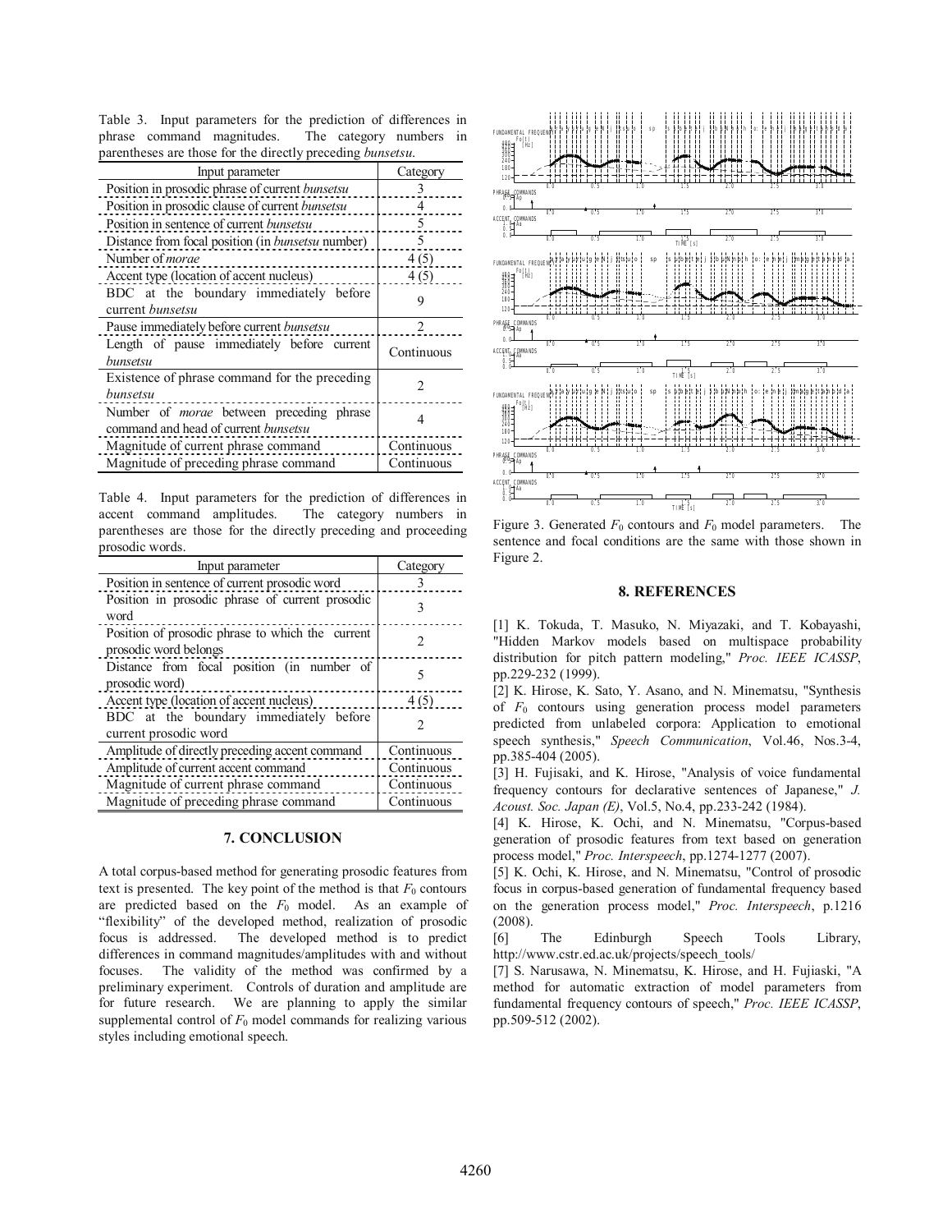Table 3. Input parameters for the prediction of differences in phrase command magnitudes. The category numbers in parentheses are those for the directly preceding *bunsetsu*.

| Input parameter | Category |
|---|---|
| Position in prosodic phrase of current *bunsetsu* | 3 |
| Position in prosodic clause of current *bunsetsu* | 4 |
| Position in sentence of current *bunsetsu* | 5 |
| Distance from focal position (in *bunsetsu* number) | 5 |
| Number of *morae* | 4 (5) |
| Accent type (location of accent nucleus) | 4 (5) |
| BDC at the boundary immediately before current *bunsetsu* | 9 |
| Pause immediately before current *bunsetsu* | 2 |
| Length of pause immediately before current *bunsetsu* | Continuous |
| Existence of phrase command for the preceding *bunsetsu* | 2 |
| Number of *morae* between preceding phrase command and head of current *bunsetsu* | 4 |
| Magnitude of current phrase command | Continuous |
| Magnitude of preceding phrase command | Continuous |

Table 4. Input parameters for the prediction of differences in accent command amplitudes. The category numbers in parentheses are those for the directly preceding and proceeding prosodic words.

| Input parameter | Category |
|---|---|
| Position in sentence of current prosodic word | 3 |
| Position in prosodic phrase of current prosodic word | 3 |
| Position of prosodic phrase to which the current prosodic word belongs | 2 |
| Distance from focal position (in number of prosodic word) | 5 |
| Accent type (location of accent nucleus) | 4 (5) |
| BDC at the boundary immediately before current prosodic word | 2 |
| Amplitude of directly preceding accent command | Continuous |
| Amplitude of current accent command | Continuous |
| Magnitude of current phrase command | Continuous |
| Magnitude of preceding phrase command | Continuous |

## 7. CONCLUSION

A total corpus-based method for generating prosodic features from text is presented. The key point of the method is that $F_0$ contours are predicted based on the $F_0$ model. As an example of "flexibility" of the developed method, realization of prosodic focus is addressed. The developed method is to predict differences in command magnitudes/amplitudes with and without focuses. The validity of the method was confirmed by a preliminary experiment. Controls of duration and amplitude are for future research. We are planning to apply the similar supplemental control of $F_0$ model commands for realizing various styles including emotional speech.

Figure 3. Generated $F_0$ contours and $F_0$ model parameters. The sentence and focal conditions are the same with those shown in Figure 2.

## 8. REFERENCES

[1] K. Tokuda, T. Masuko, N. Miyazaki, and T. Kobayashi, "Hidden Markov models based on multispace probability distribution for pitch pattern modeling," *Proc. IEEE ICASSP*, pp.229-232 (1999).

[2] K. Hirose, K. Sato, Y. Asano, and N. Minematsu, "Synthesis of $F_0$ contours using generation process model parameters predicted from unlabeled corpora: Application to emotional speech synthesis," *Speech Communication*, Vol.46, Nos.3-4, pp.385-404 (2005).

[3] H. Fujisaki, and K. Hirose, "Analysis of voice fundamental frequency contours for declarative sentences of Japanese," *J. Acoust. Soc. Japan (E)*, Vol.5, No.4, pp.233-242 (1984).

[4] K. Hirose, K. Ochi, and N. Minematsu, "Corpus-based generation of prosodic features from text based on generation process model," *Proc. Interspeech*, pp.1274-1277 (2007).

[5] K. Ochi, K. Hirose, and N. Minematsu, "Control of prosodic focus in corpus-based generation of fundamental frequency based on the generation process model," *Proc. Interspeech*, p.1216 (2008).

[6] The Edinburgh Speech Tools Library, http://www.cstr.ed.ac.uk/projects/speech_tools/

[7] S. Narusawa, N. Minematsu, K. Hirose, and H. Fujiaski, "A method for automatic extraction of model parameters from fundamental frequency contours of speech," *Proc. IEEE ICASSP*, pp.509-512 (2002).